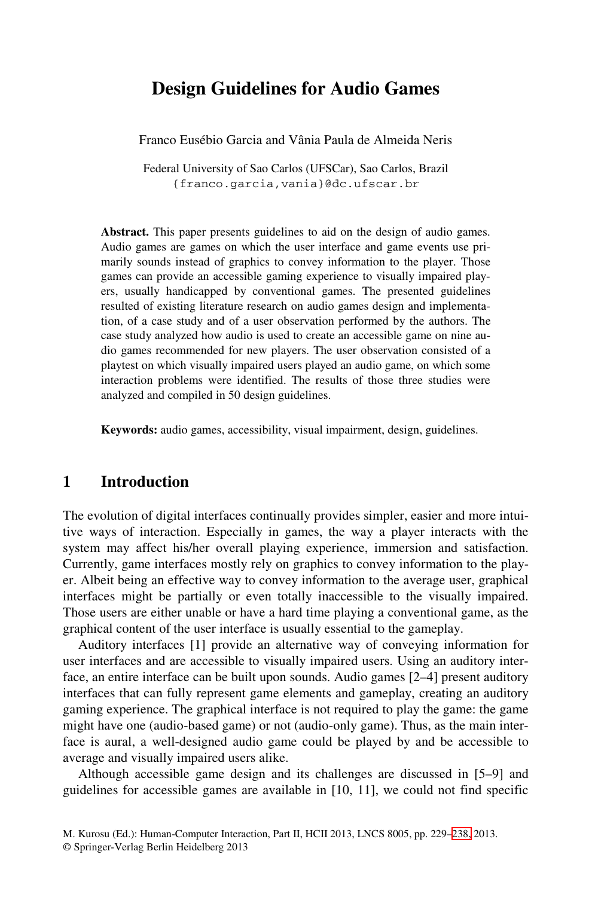# Design Guidelines for Audio Games

Franco Eusébio Garcia and Vânia Paula de Almeida Neris

Federal University of Sao Carlos (UFSCar), Sao Carlos, Brazil
{franco.garcia,vania}@dc.ufscar.br

**Abstract.** This paper presents guidelines to aid on the design of audio games. Audio games are games on which the user interface and game events use primarily sounds instead of graphics to convey information to the player. Those games can provide an accessible gaming experience to visually impaired players, usually handicapped by conventional games. The presented guidelines resulted of existing literature research on audio games design and implementation, of a case study and of a user observation performed by the authors. The case study analyzed how audio is used to create an accessible game on nine audio games recommended for new players. The user observation consisted of a playtest on which visually impaired users played an audio game, on which some interaction problems were identified. The results of those three studies were analyzed and compiled in 50 design guidelines.

**Keywords:** audio games, accessibility, visual impairment, design, guidelines.

## 1 Introduction

The evolution of digital interfaces continually provides simpler, easier and more intuitive ways of interaction. Especially in games, the way a player interacts with the system may affect his/her overall playing experience, immersion and satisfaction. Currently, game interfaces mostly rely on graphics to convey information to the player. Albeit being an effective way to convey information to the average user, graphical interfaces might be partially or even totally inaccessible to the visually impaired. Those users are either unable or have a hard time playing a conventional game, as the graphical content of the user interface is usually essential to the gameplay.

Auditory interfaces [1] provide an alternative way of conveying information for user interfaces and are accessible to visually impaired users. Using an auditory interface, an entire interface can be built upon sounds. Audio games [2–4] present auditory interfaces that can fully represent game elements and gameplay, creating an auditory gaming experience. The graphical interface is not required to play the game: the game might have one (audio-based game) or not (audio-only game). Thus, as the main interface is aural, a well-designed audio game could be played by and be accessible to average and visually impaired users alike.

Although accessible game design and its challenges are discussed in [5–9] and guidelines for accessible games are available in [10, 11], we could not find specific

M. Kurosu (Ed.): Human-Computer Interaction, Part II, HCII 2013, LNCS 8005, pp. 229–238, 2013.
© Springer-Verlag Berlin Heidelberg 2013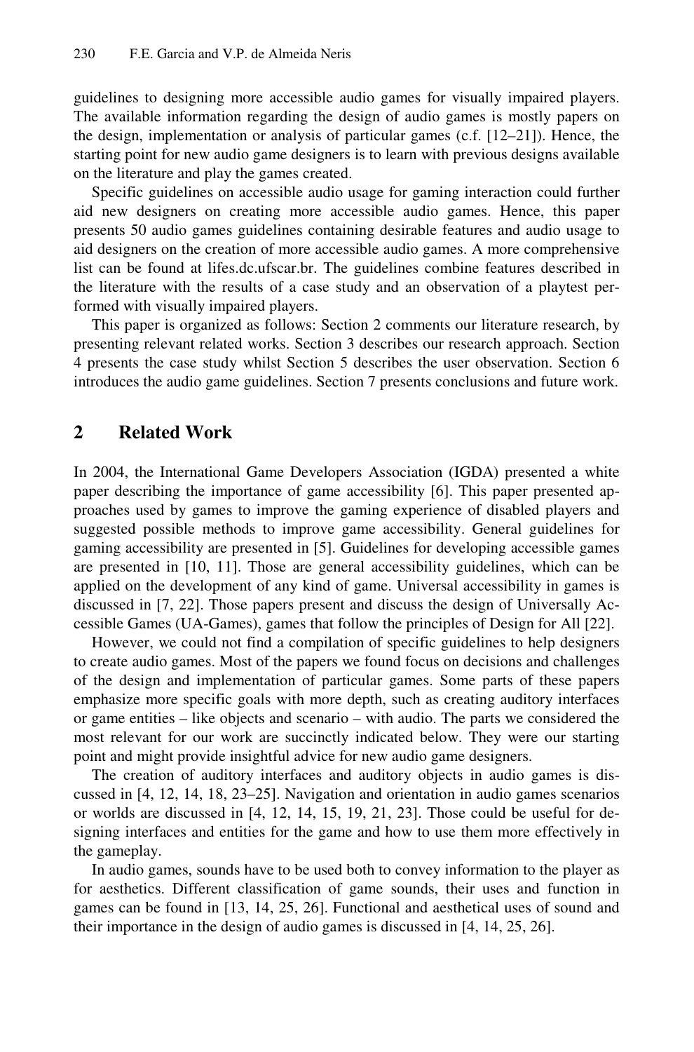guidelines to designing more accessible audio games for visually impaired players. The available information regarding the design of audio games is mostly papers on the design, implementation or analysis of particular games (c.f. [12–21]). Hence, the starting point for new audio game designers is to learn with previous designs available on the literature and play the games created.

Specific guidelines on accessible audio usage for gaming interaction could further aid new designers on creating more accessible audio games. Hence, this paper presents 50 audio games guidelines containing desirable features and audio usage to aid designers on the creation of more accessible audio games. A more comprehensive list can be found at lifes.dc.ufscar.br. The guidelines combine features described in the literature with the results of a case study and an observation of a playtest performed with visually impaired players.

This paper is organized as follows: Section 2 comments our literature research, by presenting relevant related works. Section 3 describes our research approach. Section 4 presents the case study whilst Section 5 describes the user observation. Section 6 introduces the audio game guidelines. Section 7 presents conclusions and future work.

## 2 Related Work

In 2004, the International Game Developers Association (IGDA) presented a white paper describing the importance of game accessibility [6]. This paper presented approaches used by games to improve the gaming experience of disabled players and suggested possible methods to improve game accessibility. General guidelines for gaming accessibility are presented in [5]. Guidelines for developing accessible games are presented in [10, 11]. Those are general accessibility guidelines, which can be applied on the development of any kind of game. Universal accessibility in games is discussed in [7, 22]. Those papers present and discuss the design of Universally Accessible Games (UA-Games), games that follow the principles of Design for All [22].

However, we could not find a compilation of specific guidelines to help designers to create audio games. Most of the papers we found focus on decisions and challenges of the design and implementation of particular games. Some parts of these papers emphasize more specific goals with more depth, such as creating auditory interfaces or game entities – like objects and scenario – with audio. The parts we considered the most relevant for our work are succinctly indicated below. They were our starting point and might provide insightful advice for new audio game designers.

The creation of auditory interfaces and auditory objects in audio games is discussed in [4, 12, 14, 18, 23–25]. Navigation and orientation in audio games scenarios or worlds are discussed in [4, 12, 14, 15, 19, 21, 23]. Those could be useful for designing interfaces and entities for the game and how to use them more effectively in the gameplay.

In audio games, sounds have to be used both to convey information to the player as for aesthetics. Different classification of game sounds, their uses and function in games can be found in [13, 14, 25, 26]. Functional and aesthetical uses of sound and their importance in the design of audio games is discussed in [4, 14, 25, 26].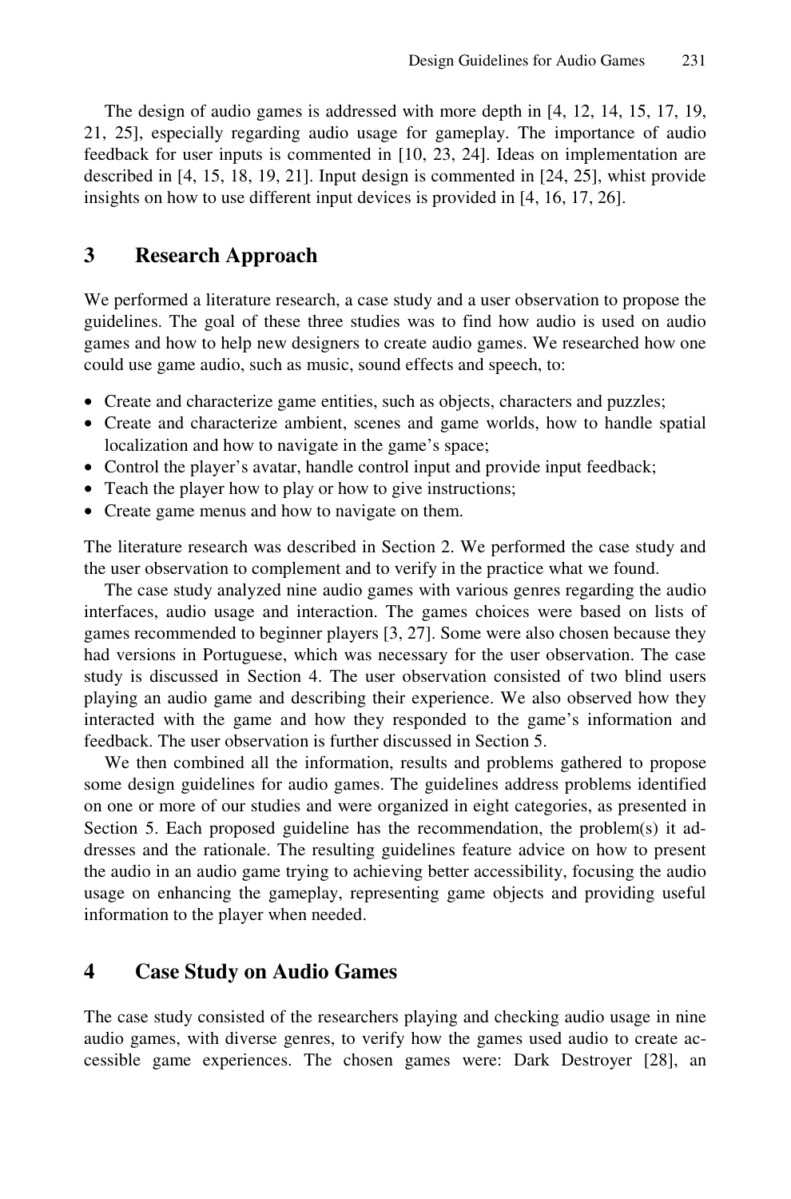The design of audio games is addressed with more depth in [4, 12, 14, 15, 17, 19, 21, 25], especially regarding audio usage for gameplay. The importance of audio feedback for user inputs is commented in [10, 23, 24]. Ideas on implementation are described in [4, 15, 18, 19, 21]. Input design is commented in [24, 25], whist provide insights on how to use different input devices is provided in [4, 16, 17, 26].

## 3 Research Approach

We performed a literature research, a case study and a user observation to propose the guidelines. The goal of these three studies was to find how audio is used on audio games and how to help new designers to create audio games. We researched how one could use game audio, such as music, sound effects and speech, to:

- Create and characterize game entities, such as objects, characters and puzzles;
- Create and characterize ambient, scenes and game worlds, how to handle spatial localization and how to navigate in the game's space;
- Control the player's avatar, handle control input and provide input feedback;
- Teach the player how to play or how to give instructions;
- Create game menus and how to navigate on them.

The literature research was described in Section 2. We performed the case study and the user observation to complement and to verify in the practice what we found.

The case study analyzed nine audio games with various genres regarding the audio interfaces, audio usage and interaction. The games choices were based on lists of games recommended to beginner players [3, 27]. Some were also chosen because they had versions in Portuguese, which was necessary for the user observation. The case study is discussed in Section 4. The user observation consisted of two blind users playing an audio game and describing their experience. We also observed how they interacted with the game and how they responded to the game's information and feedback. The user observation is further discussed in Section 5.

We then combined all the information, results and problems gathered to propose some design guidelines for audio games. The guidelines address problems identified on one or more of our studies and were organized in eight categories, as presented in Section 5. Each proposed guideline has the recommendation, the problem(s) it addresses and the rationale. The resulting guidelines feature advice on how to present the audio in an audio game trying to achieving better accessibility, focusing the audio usage on enhancing the gameplay, representing game objects and providing useful information to the player when needed.

## 4 Case Study on Audio Games

The case study consisted of the researchers playing and checking audio usage in nine audio games, with diverse genres, to verify how the games used audio to create accessible game experiences. The chosen games were: Dark Destroyer [28], an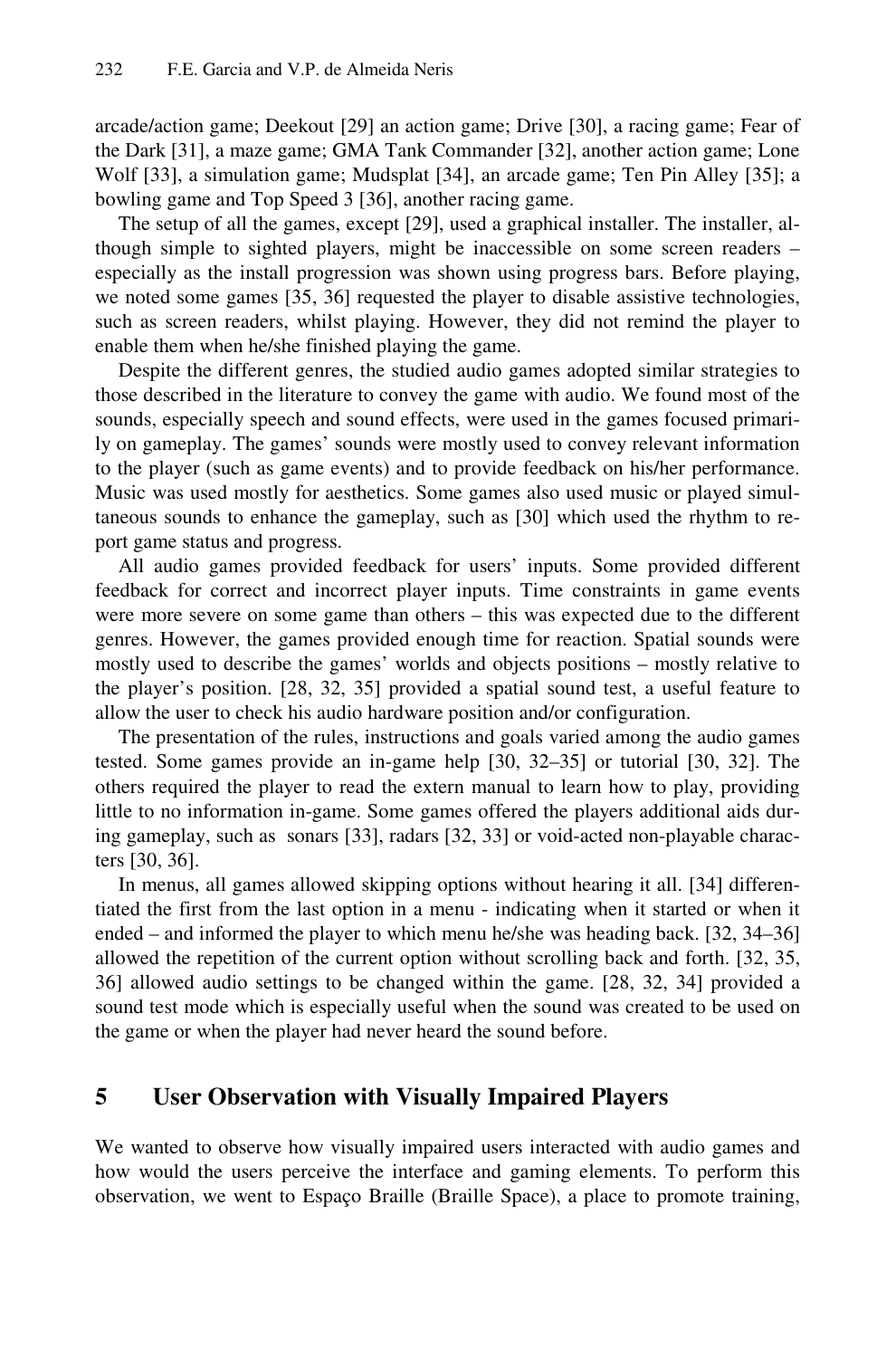arcade/action game; Deekout [29] an action game; Drive [30], a racing game; Fear of the Dark [31], a maze game; GMA Tank Commander [32], another action game; Lone Wolf [33], a simulation game; Mudsplat [34], an arcade game; Ten Pin Alley [35]; a bowling game and Top Speed 3 [36], another racing game.

The setup of all the games, except [29], used a graphical installer. The installer, although simple to sighted players, might be inaccessible on some screen readers – especially as the install progression was shown using progress bars. Before playing, we noted some games [35, 36] requested the player to disable assistive technologies, such as screen readers, whilst playing. However, they did not remind the player to enable them when he/she finished playing the game.

Despite the different genres, the studied audio games adopted similar strategies to those described in the literature to convey the game with audio. We found most of the sounds, especially speech and sound effects, were used in the games focused primarily on gameplay. The games' sounds were mostly used to convey relevant information to the player (such as game events) and to provide feedback on his/her performance. Music was used mostly for aesthetics. Some games also used music or played simultaneous sounds to enhance the gameplay, such as [30] which used the rhythm to report game status and progress.

All audio games provided feedback for users' inputs. Some provided different feedback for correct and incorrect player inputs. Time constraints in game events were more severe on some game than others – this was expected due to the different genres. However, the games provided enough time for reaction. Spatial sounds were mostly used to describe the games' worlds and objects positions – mostly relative to the player's position. [28, 32, 35] provided a spatial sound test, a useful feature to allow the user to check his audio hardware position and/or configuration.

The presentation of the rules, instructions and goals varied among the audio games tested. Some games provide an in-game help [30, 32–35] or tutorial [30, 32]. The others required the player to read the extern manual to learn how to play, providing little to no information in-game. Some games offered the players additional aids during gameplay, such as sonars [33], radars [32, 33] or void-acted non-playable characters [30, 36].

In menus, all games allowed skipping options without hearing it all. [34] differentiated the first from the last option in a menu - indicating when it started or when it ended – and informed the player to which menu he/she was heading back. [32, 34–36] allowed the repetition of the current option without scrolling back and forth. [32, 35, 36] allowed audio settings to be changed within the game. [28, 32, 34] provided a sound test mode which is especially useful when the sound was created to be used on the game or when the player had never heard the sound before.

## 5 User Observation with Visually Impaired Players

We wanted to observe how visually impaired users interacted with audio games and how would the users perceive the interface and gaming elements. To perform this observation, we went to Espaço Braille (Braille Space), a place to promote training,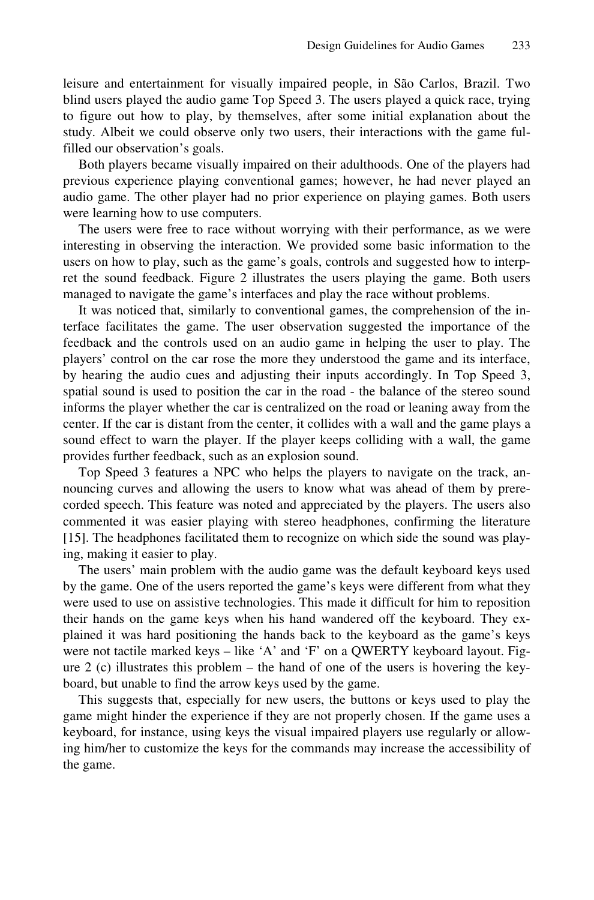leisure and entertainment for visually impaired people, in São Carlos, Brazil. Two blind users played the audio game Top Speed 3. The users played a quick race, trying to figure out how to play, by themselves, after some initial explanation about the study. Albeit we could observe only two users, their interactions with the game fulfilled our observation's goals.

Both players became visually impaired on their adulthoods. One of the players had previous experience playing conventional games; however, he had never played an audio game. The other player had no prior experience on playing games. Both users were learning how to use computers.

The users were free to race without worrying with their performance, as we were interesting in observing the interaction. We provided some basic information to the users on how to play, such as the game's goals, controls and suggested how to interpret the sound feedback. Figure 2 illustrates the users playing the game. Both users managed to navigate the game's interfaces and play the race without problems.

It was noticed that, similarly to conventional games, the comprehension of the interface facilitates the game. The user observation suggested the importance of the feedback and the controls used on an audio game in helping the user to play. The players' control on the car rose the more they understood the game and its interface, by hearing the audio cues and adjusting their inputs accordingly. In Top Speed 3, spatial sound is used to position the car in the road - the balance of the stereo sound informs the player whether the car is centralized on the road or leaning away from the center. If the car is distant from the center, it collides with a wall and the game plays a sound effect to warn the player. If the player keeps colliding with a wall, the game provides further feedback, such as an explosion sound.

Top Speed 3 features a NPC who helps the players to navigate on the track, announcing curves and allowing the users to know what was ahead of them by prerecorded speech. This feature was noted and appreciated by the players. The users also commented it was easier playing with stereo headphones, confirming the literature [15]. The headphones facilitated them to recognize on which side the sound was playing, making it easier to play.

The users' main problem with the audio game was the default keyboard keys used by the game. One of the users reported the game's keys were different from what they were used to use on assistive technologies. This made it difficult for him to reposition their hands on the game keys when his hand wandered off the keyboard. They explained it was hard positioning the hands back to the keyboard as the game's keys were not tactile marked keys – like 'A' and 'F' on a QWERTY keyboard layout. Figure 2 (c) illustrates this problem – the hand of one of the users is hovering the keyboard, but unable to find the arrow keys used by the game.

This suggests that, especially for new users, the buttons or keys used to play the game might hinder the experience if they are not properly chosen. If the game uses a keyboard, for instance, using keys the visual impaired players use regularly or allowing him/her to customize the keys for the commands may increase the accessibility of the game.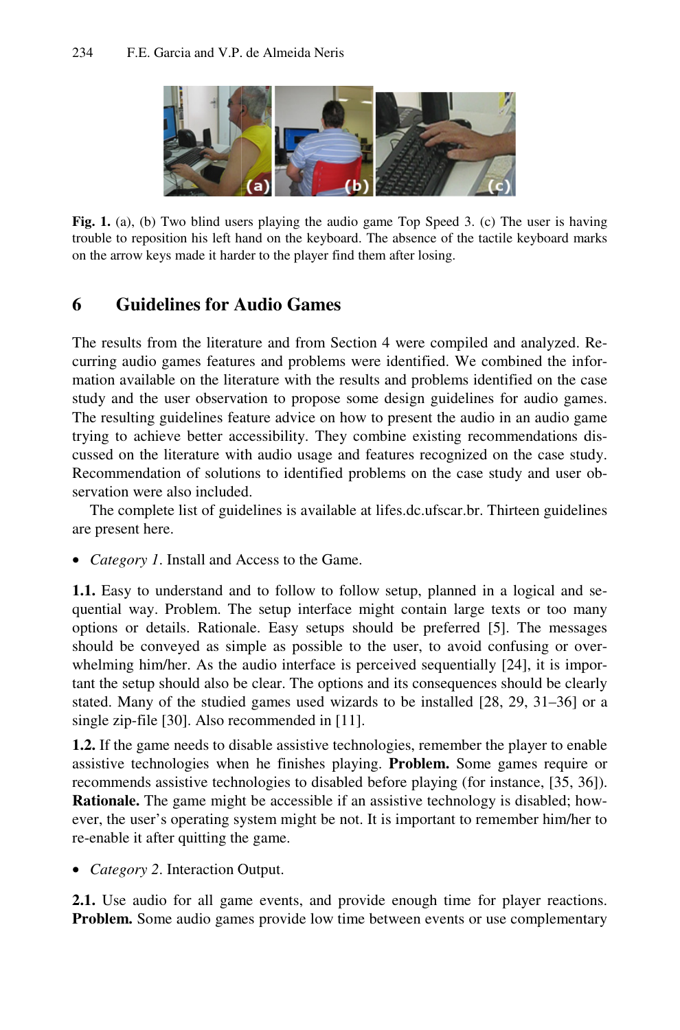**Fig. 1.** (a), (b) Two blind users playing the audio game Top Speed 3. (c) The user is having trouble to reposition his left hand on the keyboard. The absence of the tactile keyboard marks on the arrow keys made it harder to the player find them after losing.

## 6 Guidelines for Audio Games

The results from the literature and from Section 4 were compiled and analyzed. Recurring audio games features and problems were identified. We combined the information available on the literature with the results and problems identified on the case study and the user observation to propose some design guidelines for audio games. The resulting guidelines feature advice on how to present the audio in an audio game trying to achieve better accessibility. They combine existing recommendations discussed on the literature with audio usage and features recognized on the case study. Recommendation of solutions to identified problems on the case study and user observation were also included.

The complete list of guidelines is available at lifes.dc.ufscar.br. Thirteen guidelines are present here.

- *Category 1*. Install and Access to the Game.

**1.1.** Easy to understand and to follow to follow setup, planned in a logical and sequential way. Problem. The setup interface might contain large texts or too many options or details. Rationale. Easy setups should be preferred [5]. The messages should be conveyed as simple as possible to the user, to avoid confusing or overwhelming him/her. As the audio interface is perceived sequentially [24], it is important the setup should also be clear. The options and its consequences should be clearly stated. Many of the studied games used wizards to be installed [28, 29, 31–36] or a single zip-file [30]. Also recommended in [11].

**1.2.** If the game needs to disable assistive technologies, remember the player to enable assistive technologies when he finishes playing. **Problem.** Some games require or recommends assistive technologies to disabled before playing (for instance, [35, 36]). **Rationale.** The game might be accessible if an assistive technology is disabled; however, the user's operating system might be not. It is important to remember him/her to re-enable it after quitting the game.

- *Category 2*. Interaction Output.

**2.1.** Use audio for all game events, and provide enough time for player reactions. **Problem.** Some audio games provide low time between events or use complementary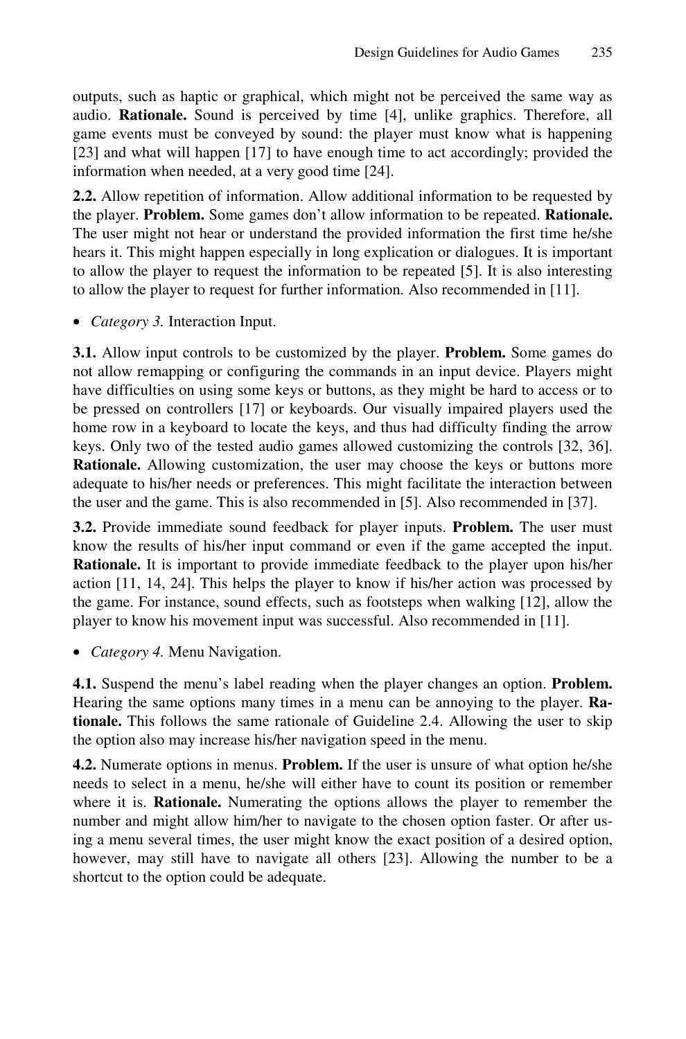outputs, such as haptic or graphical, which might not be perceived the same way as audio. **Rationale.** Sound is perceived by time [4], unlike graphics. Therefore, all game events must be conveyed by sound: the player must know what is happening [23] and what will happen [17] to have enough time to act accordingly; provided the information when needed, at a very good time [24].

**2.2.** Allow repetition of information. Allow additional information to be requested by the player. **Problem.** Some games don't allow information to be repeated. **Rationale.** The user might not hear or understand the provided information the first time he/she hears it. This might happen especially in long explication or dialogues. It is important to allow the player to request the information to be repeated [5]. It is also interesting to allow the player to request for further information. Also recommended in [11].

- *Category 3.* Interaction Input.

**3.1.** Allow input controls to be customized by the player. **Problem.** Some games do not allow remapping or configuring the commands in an input device. Players might have difficulties on using some keys or buttons, as they might be hard to access or to be pressed on controllers [17] or keyboards. Our visually impaired players used the home row in a keyboard to locate the keys, and thus had difficulty finding the arrow keys. Only two of the tested audio games allowed customizing the controls [32, 36]. **Rationale.** Allowing customization, the user may choose the keys or buttons more adequate to his/her needs or preferences. This might facilitate the interaction between the user and the game. This is also recommended in [5]. Also recommended in [37].

**3.2.** Provide immediate sound feedback for player inputs. **Problem.** The user must know the results of his/her input command or even if the game accepted the input. **Rationale.** It is important to provide immediate feedback to the player upon his/her action [11, 14, 24]. This helps the player to know if his/her action was processed by the game. For instance, sound effects, such as footsteps when walking [12], allow the player to know his movement input was successful. Also recommended in [11].

- *Category 4.* Menu Navigation.

**4.1.** Suspend the menu's label reading when the player changes an option. **Problem.** Hearing the same options many times in a menu can be annoying to the player. **Rationale.** This follows the same rationale of Guideline 2.4. Allowing the user to skip the option also may increase his/her navigation speed in the menu.

**4.2.** Numerate options in menus. **Problem.** If the user is unsure of what option he/she needs to select in a menu, he/she will either have to count its position or remember where it is. **Rationale.** Numerating the options allows the player to remember the number and might allow him/her to navigate to the chosen option faster. Or after using a menu several times, the user might know the exact position of a desired option, however, may still have to navigate all others [23]. Allowing the number to be a shortcut to the option could be adequate.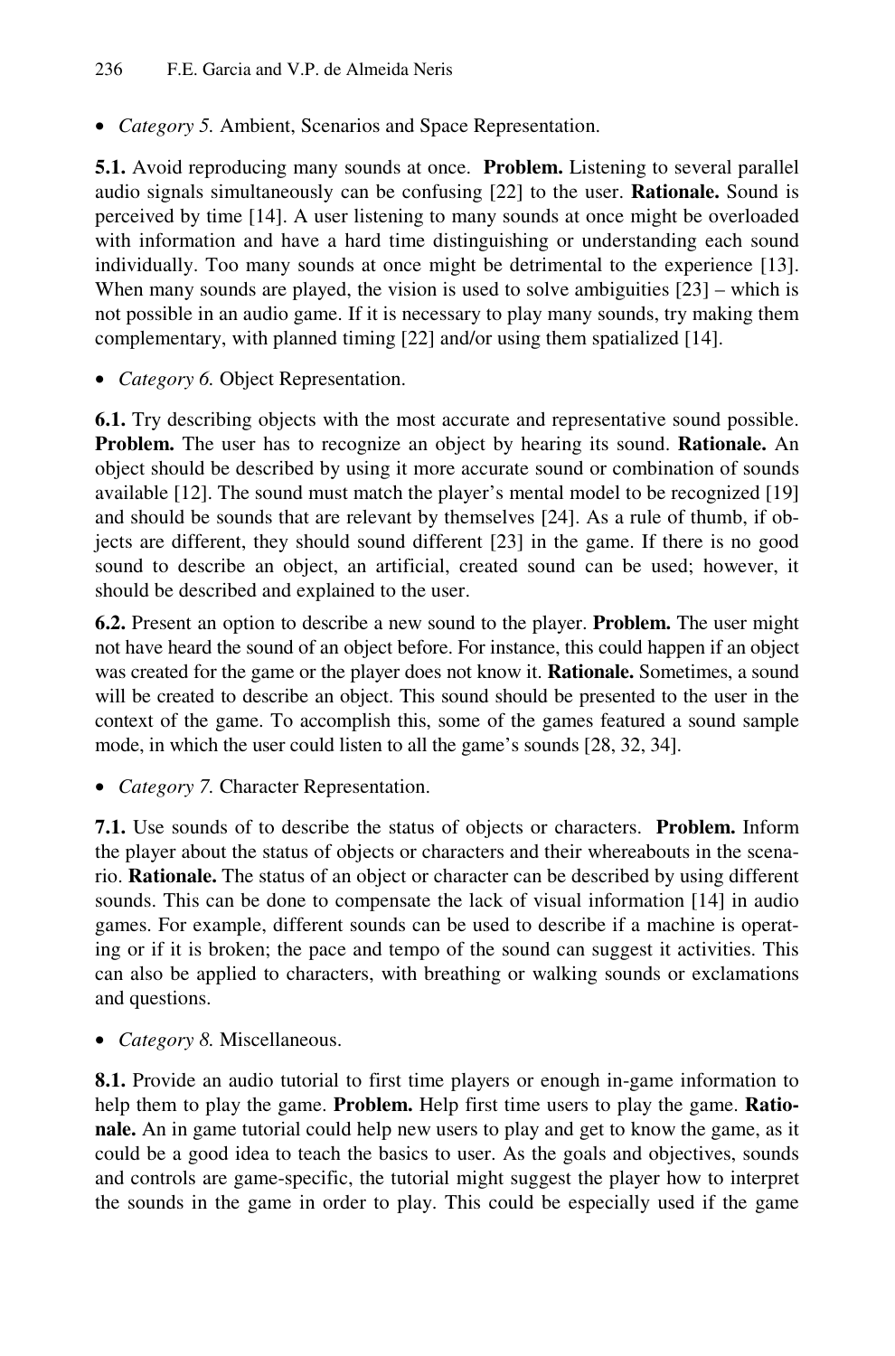- *Category 5.* Ambient, Scenarios and Space Representation.

**5.1.** Avoid reproducing many sounds at once. **Problem.** Listening to several parallel audio signals simultaneously can be confusing [22] to the user. **Rationale.** Sound is perceived by time [14]. A user listening to many sounds at once might be overloaded with information and have a hard time distinguishing or understanding each sound individually. Too many sounds at once might be detrimental to the experience [13]. When many sounds are played, the vision is used to solve ambiguities [23] – which is not possible in an audio game. If it is necessary to play many sounds, try making them complementary, with planned timing [22] and/or using them spatialized [14].

- *Category 6.* Object Representation.

**6.1.** Try describing objects with the most accurate and representative sound possible. **Problem.** The user has to recognize an object by hearing its sound. **Rationale.** An object should be described by using it more accurate sound or combination of sounds available [12]. The sound must match the player's mental model to be recognized [19] and should be sounds that are relevant by themselves [24]. As a rule of thumb, if objects are different, they should sound different [23] in the game. If there is no good sound to describe an object, an artificial, created sound can be used; however, it should be described and explained to the user.

**6.2.** Present an option to describe a new sound to the player. **Problem.** The user might not have heard the sound of an object before. For instance, this could happen if an object was created for the game or the player does not know it. **Rationale.** Sometimes, a sound will be created to describe an object. This sound should be presented to the user in the context of the game. To accomplish this, some of the games featured a sound sample mode, in which the user could listen to all the game's sounds [28, 32, 34].

- *Category 7.* Character Representation.

**7.1.** Use sounds of to describe the status of objects or characters. **Problem.** Inform the player about the status of objects or characters and their whereabouts in the scenario. **Rationale.** The status of an object or character can be described by using different sounds. This can be done to compensate the lack of visual information [14] in audio games. For example, different sounds can be used to describe if a machine is operating or if it is broken; the pace and tempo of the sound can suggest it activities. This can also be applied to characters, with breathing or walking sounds or exclamations and questions.

- *Category 8.* Miscellaneous.

**8.1.** Provide an audio tutorial to first time players or enough in-game information to help them to play the game. **Problem.** Help first time users to play the game. **Rationale.** An in game tutorial could help new users to play and get to know the game, as it could be a good idea to teach the basics to user. As the goals and objectives, sounds and controls are game-specific, the tutorial might suggest the player how to interpret the sounds in the game in order to play. This could be especially used if the game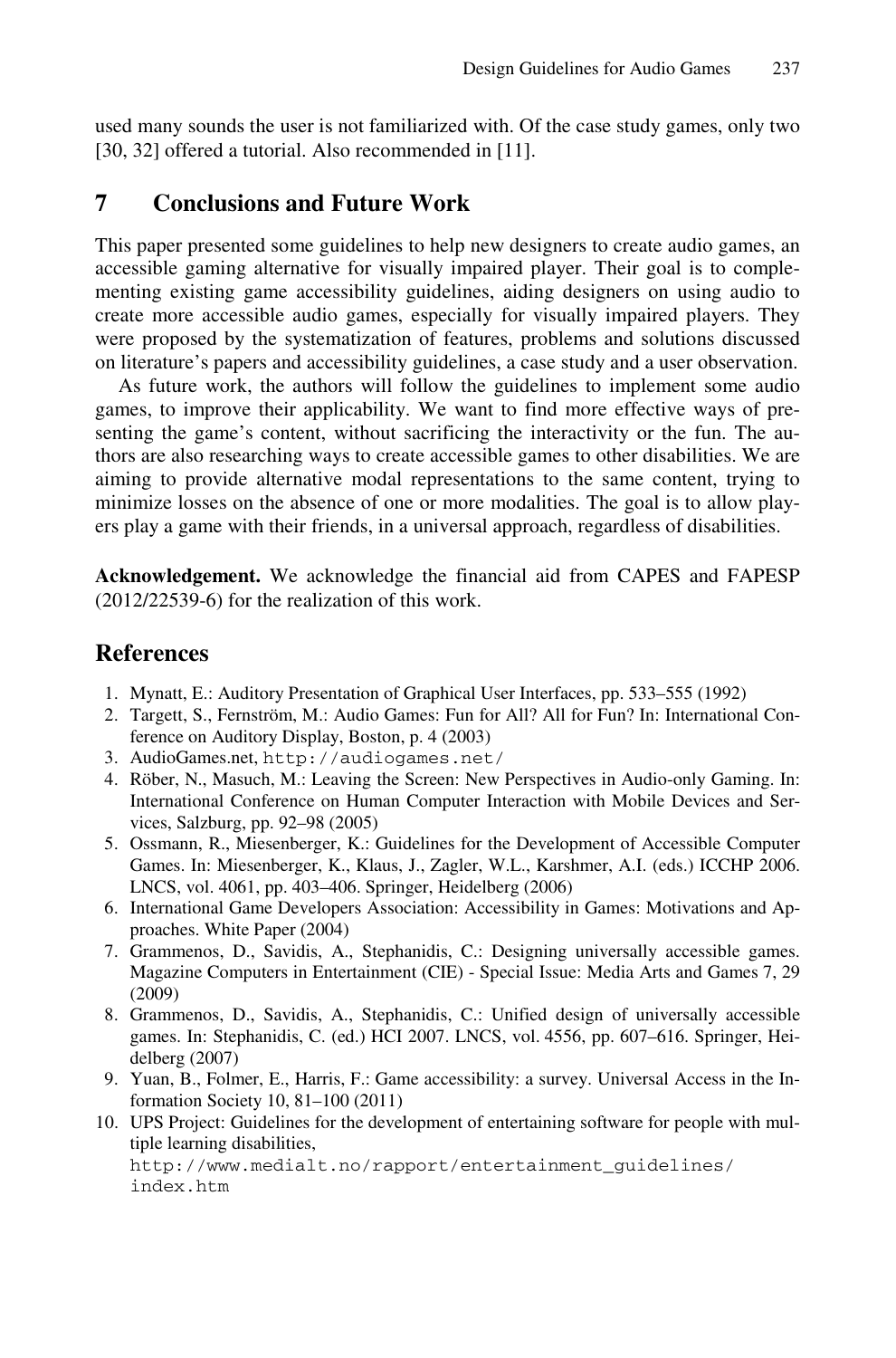used many sounds the user is not familiarized with. Of the case study games, only two [30, 32] offered a tutorial. Also recommended in [11].

## 7 Conclusions and Future Work

This paper presented some guidelines to help new designers to create audio games, an accessible gaming alternative for visually impaired player. Their goal is to complementing existing game accessibility guidelines, aiding designers on using audio to create more accessible audio games, especially for visually impaired players. They were proposed by the systematization of features, problems and solutions discussed on literature's papers and accessibility guidelines, a case study and a user observation.

As future work, the authors will follow the guidelines to implement some audio games, to improve their applicability. We want to find more effective ways of presenting the game's content, without sacrificing the interactivity or the fun. The authors are also researching ways to create accessible games to other disabilities. We are aiming to provide alternative modal representations to the same content, trying to minimize losses on the absence of one or more modalities. The goal is to allow players play a game with their friends, in a universal approach, regardless of disabilities.

**Acknowledgement.** We acknowledge the financial aid from CAPES and FAPESP (2012/22539-6) for the realization of this work.

## References

1. Mynatt, E.: Auditory Presentation of Graphical User Interfaces, pp. 533–555 (1992)
2. Targett, S., Fernström, M.: Audio Games: Fun for All? All for Fun? In: International Conference on Auditory Display, Boston, p. 4 (2003)
3. AudioGames.net, http://audiogames.net/
4. Röber, N., Masuch, M.: Leaving the Screen: New Perspectives in Audio-only Gaming. In: International Conference on Human Computer Interaction with Mobile Devices and Services, Salzburg, pp. 92–98 (2005)
5. Ossmann, R., Miesenberger, K.: Guidelines for the Development of Accessible Computer Games. In: Miesenberger, K., Klaus, J., Zagler, W.L., Karshmer, A.I. (eds.) ICCHP 2006. LNCS, vol. 4061, pp. 403–406. Springer, Heidelberg (2006)
6. International Game Developers Association: Accessibility in Games: Motivations and Approaches. White Paper (2004)
7. Grammenos, D., Savidis, A., Stephanidis, C.: Designing universally accessible games. Magazine Computers in Entertainment (CIE) - Special Issue: Media Arts and Games 7, 29 (2009)
8. Grammenos, D., Savidis, A., Stephanidis, C.: Unified design of universally accessible games. In: Stephanidis, C. (ed.) HCI 2007. LNCS, vol. 4556, pp. 607–616. Springer, Heidelberg (2007)
9. Yuan, B., Folmer, E., Harris, F.: Game accessibility: a survey. Universal Access in the Information Society 10, 81–100 (2011)
10. UPS Project: Guidelines for the development of entertaining software for people with multiple learning disabilities, http://www.medialt.no/rapport/entertainment_guidelines/index.htm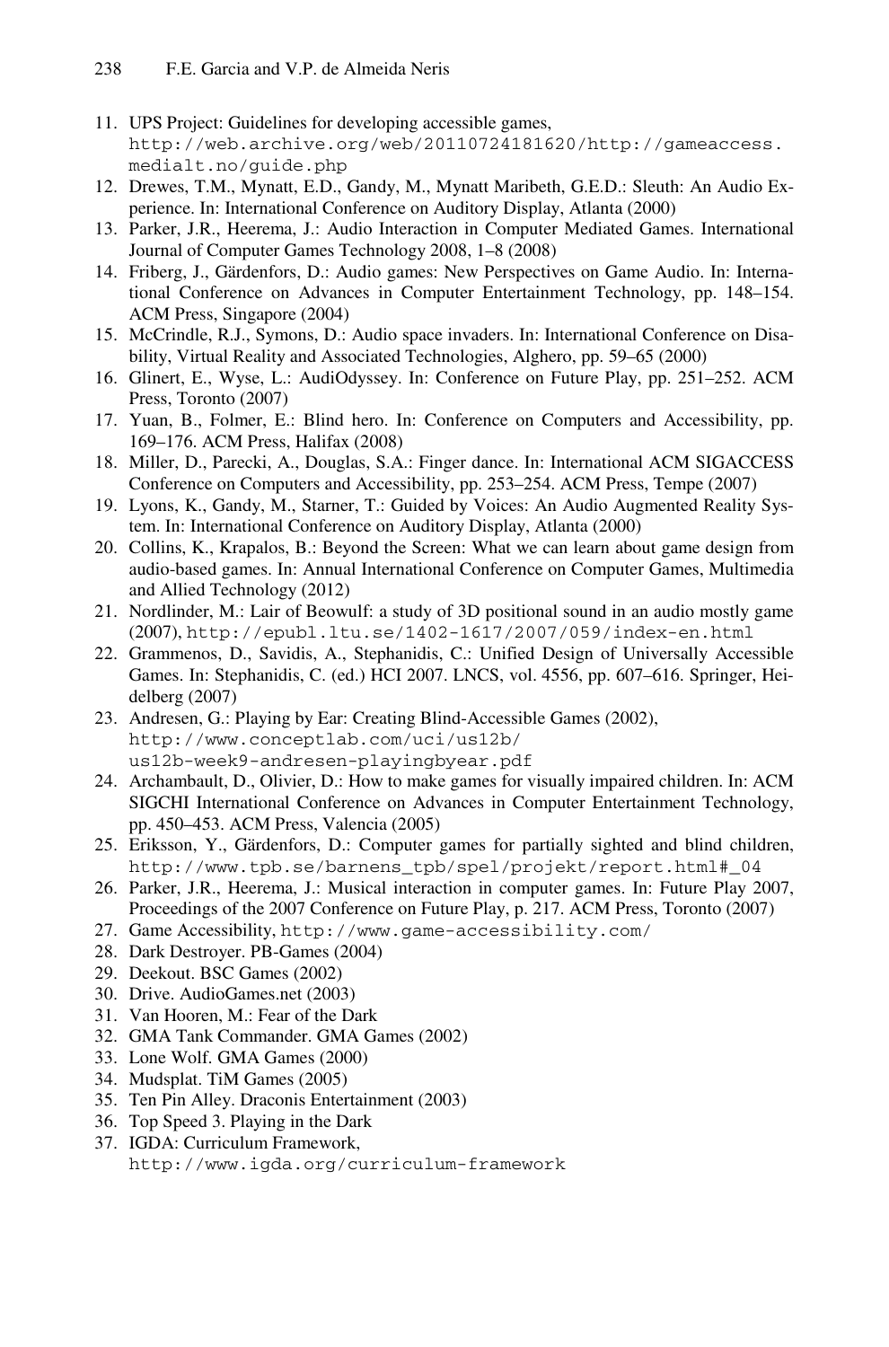11. UPS Project: Guidelines for developing accessible games, http://web.archive.org/web/20110724181620/http://gameaccess.medialt.no/guide.php
12. Drewes, T.M., Mynatt, E.D., Gandy, M., Mynatt Maribeth, G.E.D.: Sleuth: An Audio Experience. In: International Conference on Auditory Display, Atlanta (2000)
13. Parker, J.R., Heerema, J.: Audio Interaction in Computer Mediated Games. International Journal of Computer Games Technology 2008, 1–8 (2008)
14. Friberg, J., Gärdenfors, D.: Audio games: New Perspectives on Game Audio. In: International Conference on Advances in Computer Entertainment Technology, pp. 148–154. ACM Press, Singapore (2004)
15. McCrindle, R.J., Symons, D.: Audio space invaders. In: International Conference on Disability, Virtual Reality and Associated Technologies, Alghero, pp. 59–65 (2000)
16. Glinert, E., Wyse, L.: AudiOdyssey. In: Conference on Future Play, pp. 251–252. ACM Press, Toronto (2007)
17. Yuan, B., Folmer, E.: Blind hero. In: Conference on Computers and Accessibility, pp. 169–176. ACM Press, Halifax (2008)
18. Miller, D., Parecki, A., Douglas, S.A.: Finger dance. In: International ACM SIGACCESS Conference on Computers and Accessibility, pp. 253–254. ACM Press, Tempe (2007)
19. Lyons, K., Gandy, M., Starner, T.: Guided by Voices: An Audio Augmented Reality System. In: International Conference on Auditory Display, Atlanta (2000)
20. Collins, K., Krapalos, B.: Beyond the Screen: What we can learn about game design from audio-based games. In: Annual International Conference on Computer Games, Multimedia and Allied Technology (2012)
21. Nordlinder, M.: Lair of Beowulf: a study of 3D positional sound in an audio mostly game (2007), http://epubl.ltu.se/1402-1617/2007/059/index-en.html
22. Grammenos, D., Savidis, A., Stephanidis, C.: Unified Design of Universally Accessible Games. In: Stephanidis, C. (ed.) HCI 2007. LNCS, vol. 4556, pp. 607–616. Springer, Heidelberg (2007)
23. Andresen, G.: Playing by Ear: Creating Blind-Accessible Games (2002), http://www.conceptlab.com/uci/us12b/us12b-week9-andresen-playingbyear.pdf
24. Archambault, D., Olivier, D.: How to make games for visually impaired children. In: ACM SIGCHI International Conference on Advances in Computer Entertainment Technology, pp. 450–453. ACM Press, Valencia (2005)
25. Eriksson, Y., Gärdenfors, D.: Computer games for partially sighted and blind children, http://www.tpb.se/barnens_tpb/spel/projekt/report.html#_04
26. Parker, J.R., Heerema, J.: Musical interaction in computer games. In: Future Play 2007, Proceedings of the 2007 Conference on Future Play, p. 217. ACM Press, Toronto (2007)
27. Game Accessibility, http://www.game-accessibility.com/
28. Dark Destroyer. PB-Games (2004)
29. Deekout. BSC Games (2002)
30. Drive. AudioGames.net (2003)
31. Van Hooren, M.: Fear of the Dark
32. GMA Tank Commander. GMA Games (2002)
33. Lone Wolf. GMA Games (2000)
34. Mudsplat. TiM Games (2005)
35. Ten Pin Alley. Draconis Entertainment (2003)
36. Top Speed 3. Playing in the Dark
37. IGDA: Curriculum Framework, http://www.igda.org/curriculum-framework